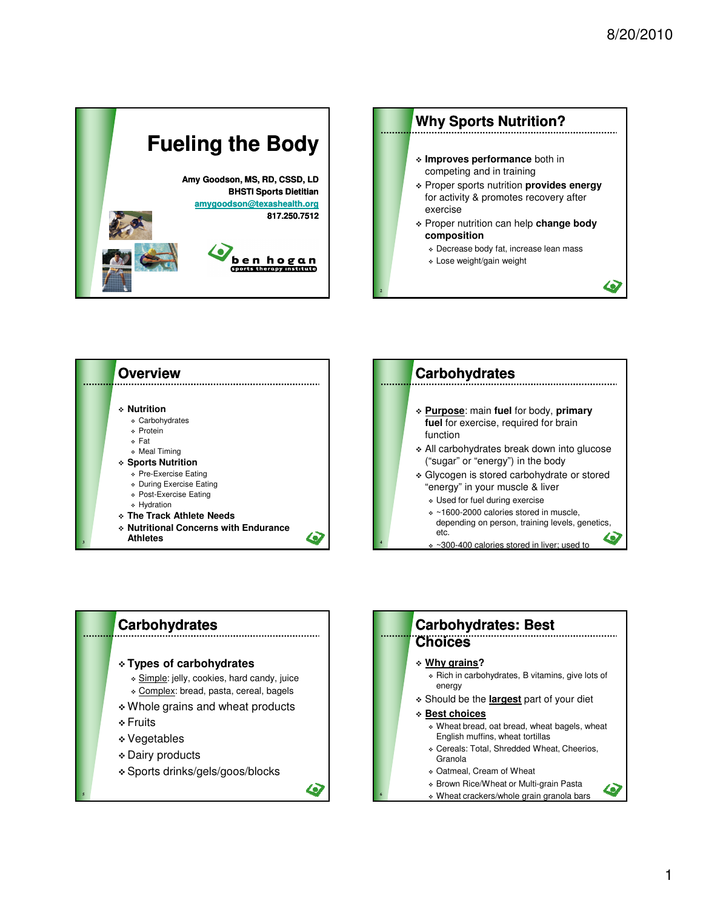# Fueling the Body

**Amy Goodson, MS, RD, CSSD, LD**
**BHSTI Sports Dietitian**
**amygoodson@texashealth.org**
**817.250.7512**

ben hogan
sports therapy institute

## Why Sports Nutrition?

- **Improves performance** both in competing and in training
- Proper sports nutrition **provides energy** for activity & promotes recovery after exercise
- Proper nutrition can help **change body composition**
  - Decrease body fat, increase lean mass
  - Lose weight/gain weight

## Overview

- **Nutrition**
  - Carbohydrates
  - Protein
  - Fat
  - Meal Timing
- **Sports Nutrition**
  - Pre-Exercise Eating
  - During Exercise Eating
  - Post-Exercise Eating
  - Hydration
- **The Track Athlete Needs**
- **Nutritional Concerns with Endurance Athletes**

## Carbohydrates

- **Purpose**: main **fuel** for body, **primary fuel** for exercise, required for brain function
- All carbohydrates break down into glucose ("sugar" or "energy") in the body
- Glycogen is stored carbohydrate or stored "energy" in your muscle & liver
  - Used for fuel during exercise
  - ~1600-2000 calories stored in muscle, depending on person, training levels, genetics, etc.
  - ~300-400 calories stored in liver; used to

## Carbohydrates

- **Types of carbohydrates**
  - Simple: jelly, cookies, hard candy, juice
  - Complex: bread, pasta, cereal, bagels
- Whole grains and wheat products
- Fruits
- Vegetables
- Dairy products
- Sports drinks/gels/goos/blocks

## Carbohydrates: Best Choices

- **Why grains?**
  - Rich in carbohydrates, B vitamins, give lots of energy
- Should be the **largest** part of your diet
- **Best choices**
  - Wheat bread, oat bread, wheat bagels, wheat English muffins, wheat tortillas
  - Cereals: Total, Shredded Wheat, Cheerios, Granola
  - Oatmeal, Cream of Wheat
  - Brown Rice/Wheat or Multi-grain Pasta
  - Wheat crackers/whole grain granola bars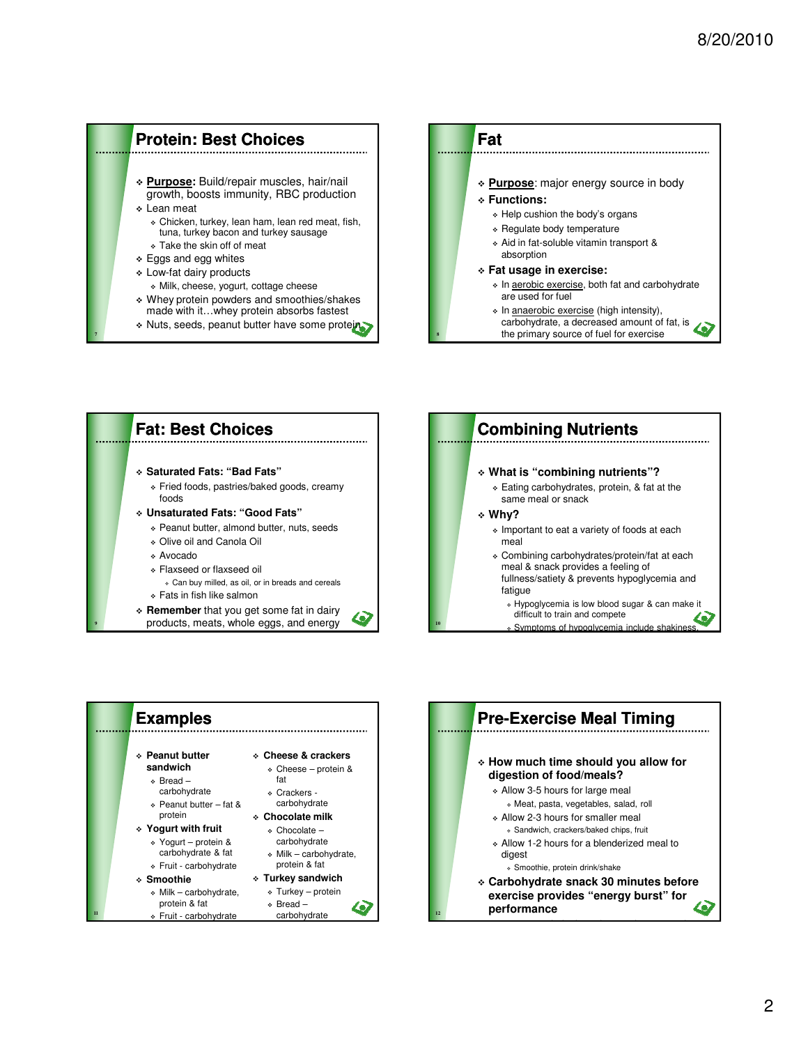## Protein: Best Choices

- **Purpose:** Build/repair muscles, hair/nail growth, boosts immunity, RBC production
- Lean meat
  - Chicken, turkey, lean ham, lean red meat, fish, tuna, turkey bacon and turkey sausage
  - Take the skin off of meat
- Eggs and egg whites
- Low-fat dairy products
  - Milk, cheese, yogurt, cottage cheese
- Whey protein powders and smoothies/shakes made with it…whey protein absorbs fastest
- Nuts, seeds, peanut butter have some protein

## Fat

- **Purpose**: major energy source in body
- **Functions:**
  - Help cushion the body's organs
  - Regulate body temperature
  - Aid in fat-soluble vitamin transport & absorption
- **Fat usage in exercise:**
  - In aerobic exercise, both fat and carbohydrate are used for fuel
  - In anaerobic exercise (high intensity), carbohydrate, a decreased amount of fat, is the primary source of fuel for exercise

## Fat: Best Choices

- **Saturated Fats: "Bad Fats"**
  - Fried foods, pastries/baked goods, creamy foods
- **Unsaturated Fats: "Good Fats"**
  - Peanut butter, almond butter, nuts, seeds
  - Olive oil and Canola Oil
  - Avocado
  - Flaxseed or flaxseed oil
    - Can buy milled, as oil, or in breads and cereals
  - Fats in fish like salmon
- **Remember** that you get some fat in dairy products, meats, whole eggs, and energy

## Combining Nutrients

- **What is "combining nutrients"?**
  - Eating carbohydrates, protein, & fat at the same meal or snack
- **Why?**
  - Important to eat a variety of foods at each meal
  - Combining carbohydrates/protein/fat at each meal & snack provides a feeling of fullness/satiety & prevents hypoglycemia and fatigue
    - Hypoglycemia is low blood sugar & can make it difficult to train and compete
    - Symptoms of hypoglycemia include shakiness,

## Examples

- **Peanut butter sandwich**
  - Bread – carbohydrate
  - Peanut butter – fat & protein
- **Yogurt with fruit**
  - Yogurt – protein & carbohydrate & fat
  - Fruit - carbohydrate
- **Smoothie**
  - Milk – carbohydrate, protein & fat
  - Fruit - carbohydrate
- **Cheese & crackers**
  - Cheese – protein & fat
  - Crackers - carbohydrate
- **Chocolate milk**
  - Chocolate – carbohydrate
  - Milk – carbohydrate, protein & fat
- **Turkey sandwich**
  - Turkey – protein
  - Bread – carbohydrate

## Pre-Exercise Meal Timing

- **How much time should you allow for digestion of food/meals?**
  - Allow 3-5 hours for large meal
    - Meat, pasta, vegetables, salad, roll
  - Allow 2-3 hours for smaller meal
    - Sandwich, crackers/baked chips, fruit
  - Allow 1-2 hours for a blenderized meal to digest
    - Smoothie, protein drink/shake
- **Carbohydrate snack 30 minutes before exercise provides "energy burst" for performance**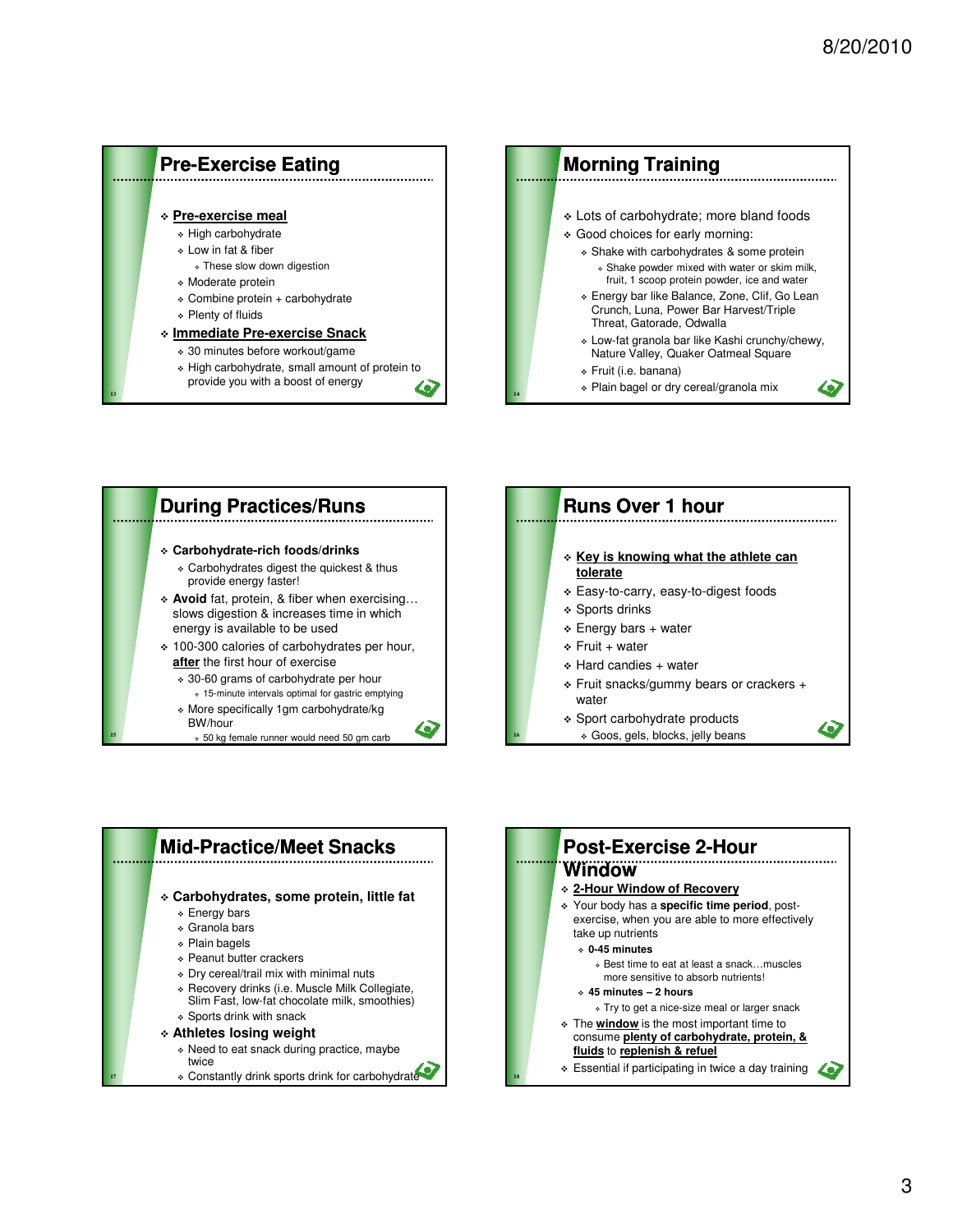## Pre-Exercise Eating

- **Pre-exercise meal**
  - High carbohydrate
  - Low in fat & fiber
    - These slow down digestion
  - Moderate protein
  - Combine protein + carbohydrate
  - Plenty of fluids
- **Immediate Pre-exercise Snack**
  - 30 minutes before workout/game
  - High carbohydrate, small amount of protein to provide you with a boost of energy

## Morning Training

- Lots of carbohydrate; more bland foods
- Good choices for early morning:
  - Shake with carbohydrates & some protein
    - Shake powder mixed with water or skim milk, fruit, 1 scoop protein powder, ice and water
  - Energy bar like Balance, Zone, Clif, Go Lean Crunch, Luna, Power Bar Harvest/Triple Threat, Gatorade, Odwalla
  - Low-fat granola bar like Kashi crunchy/chewy, Nature Valley, Quaker Oatmeal Square
  - Fruit (i.e. banana)
  - Plain bagel or dry cereal/granola mix

## During Practices/Runs

- **Carbohydrate-rich foods/drinks**
  - Carbohydrates digest the quickest & thus provide energy faster!
- **Avoid** fat, protein, & fiber when exercising… slows digestion & increases time in which energy is available to be used
- 100-300 calories of carbohydrates per hour, **after** the first hour of exercise
  - 30-60 grams of carbohydrate per hour
    - 15-minute intervals optimal for gastric emptying
  - More specifically 1gm carbohydrate/kg BW/hour
    - 50 kg female runner would need 50 gm carb

## Runs Over 1 hour

- **Key is knowing what the athlete can tolerate**
- Easy-to-carry, easy-to-digest foods
- Sports drinks
- Energy bars + water
- Fruit + water
- Hard candies + water
- Fruit snacks/gummy bears or crackers + water
- Sport carbohydrate products
  - Goos, gels, blocks, jelly beans

## Mid-Practice/Meet Snacks

- **Carbohydrates, some protein, little fat**
  - Energy bars
  - Granola bars
  - Plain bagels
  - Peanut butter crackers
  - Dry cereal/trail mix with minimal nuts
  - Recovery drinks (i.e. Muscle Milk Collegiate, Slim Fast, low-fat chocolate milk, smoothies)
  - Sports drink with snack
- **Athletes losing weight**
  - Need to eat snack during practice, maybe twice
  - Constantly drink sports drink for carbohydrate

## Post-Exercise 2-Hour Window

- **2-Hour Window of Recovery**
- Your body has a **specific time period**, post-exercise, when you are able to more effectively take up nutrients
  - **0-45 minutes**
    - Best time to eat at least a snack…muscles more sensitive to absorb nutrients!
  - **45 minutes – 2 hours**
    - Try to get a nice-size meal or larger snack
- The **window** is the most important time to consume **plenty of carbohydrate, protein, & fluids** to **replenish & refuel**
- Essential if participating in twice a day training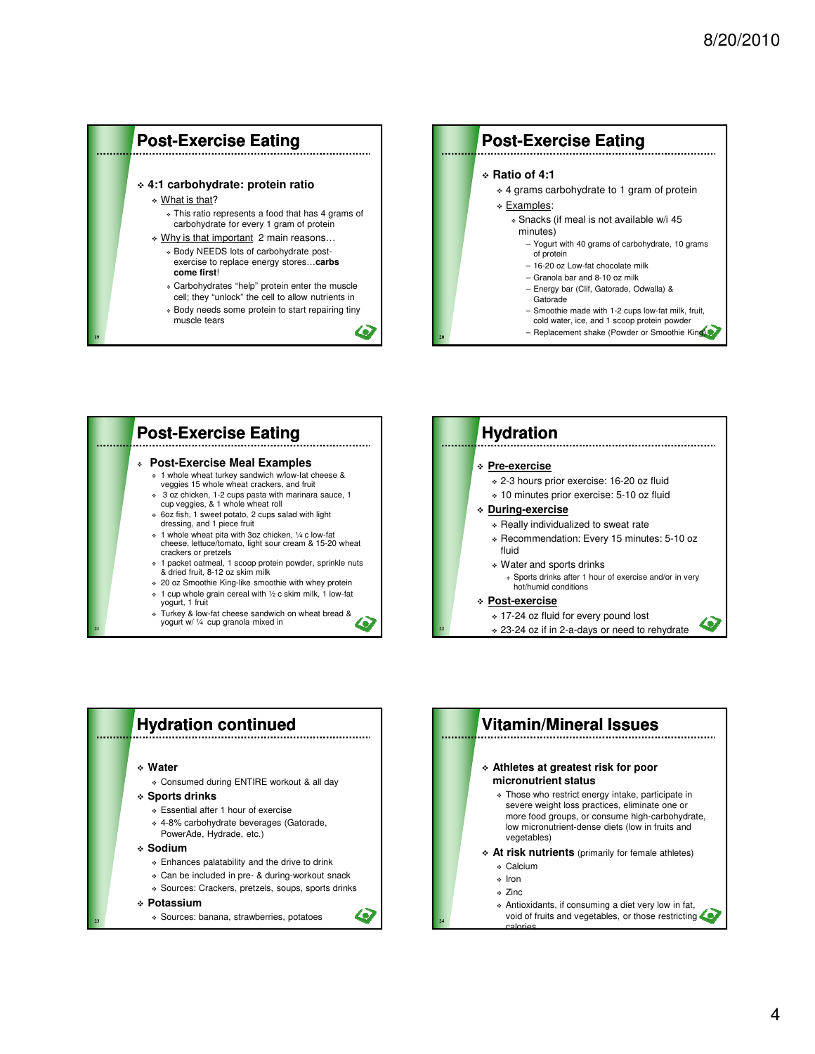## Post-Exercise Eating

- **4:1 carbohydrate: protein ratio**
  - What is that?
    - This ratio represents a food that has 4 grams of carbohydrate for every 1 gram of protein
  - Why is that important 2 main reasons…
    - Body NEEDS lots of carbohydrate post-exercise to replace energy stores…**carbs come first**!
    - Carbohydrates "help" protein enter the muscle cell; they "unlock" the cell to allow nutrients in
    - Body needs some protein to start repairing tiny muscle tears

## Post-Exercise Eating

- **Ratio of 4:1**
  - 4 grams carbohydrate to 1 gram of protein
  - Examples:
    - Snacks (if meal is not available w/i 45 minutes)
      - Yogurt with 40 grams of carbohydrate, 10 grams of protein
      - 16-20 oz Low-fat chocolate milk
      - Granola bar and 8-10 oz milk
      - Energy bar (Clif, Gatorade, Odwalla) & Gatorade
      - Smoothie made with 1-2 cups low-fat milk, fruit, cold water, ice, and 1 scoop protein powder
      - Replacement shake (Powder or Smoothie King)

## Post-Exercise Eating

- **Post-Exercise Meal Examples**
  - 1 whole wheat turkey sandwich w/low-fat cheese & veggies 15 whole wheat crackers, and fruit
  - 3 oz chicken, 1-2 cups pasta with marinara sauce, 1 cup veggies, & 1 whole wheat roll
  - 6oz fish, 1 sweet potato, 2 cups salad with light dressing, and 1 piece fruit
  - 1 whole wheat pita with 3oz chicken, ¼ c low-fat cheese, lettuce/tomato, light sour cream & 15-20 wheat crackers or pretzels
  - 1 packet oatmeal, 1 scoop protein powder, sprinkle nuts & dried fruit, 8-12 oz skim milk
  - 20 oz Smoothie King-like smoothie with whey protein
  - 1 cup whole grain cereal with ½ c skim milk, 1 low-fat yogurt, 1 fruit
  - Turkey & low-fat cheese sandwich on wheat bread & yogurt w/ ¼ cup granola mixed in

## Hydration

- **Pre-exercise**
  - 2-3 hours prior exercise: 16-20 oz fluid
  - 10 minutes prior exercise: 5-10 oz fluid
- **During-exercise**
  - Really individualized to sweat rate
  - Recommendation: Every 15 minutes: 5-10 oz fluid
  - Water and sports drinks
    - Sports drinks after 1 hour of exercise and/or in very hot/humid conditions
- **Post-exercise**
  - 17-24 oz fluid for every pound lost
  - 23-24 oz if in 2-a-days or need to rehydrate

## Hydration continued

- **Water**
  - Consumed during ENTIRE workout & all day
- **Sports drinks**
  - Essential after 1 hour of exercise
  - 4-8% carbohydrate beverages (Gatorade, PowerAde, Hydrade, etc.)
- **Sodium**
  - Enhances palatability and the drive to drink
  - Can be included in pre- & during-workout snack
  - Sources: Crackers, pretzels, soups, sports drinks
- **Potassium**
  - Sources: banana, strawberries, potatoes

## Vitamin/Mineral Issues

- **Athletes at greatest risk for poor micronutrient status**
  - Those who restrict energy intake, participate in severe weight loss practices, eliminate one or more food groups, or consume high-carbohydrate, low micronutrient-dense diets (low in fruits and vegetables)
- **At risk nutrients** (primarily for female athletes)
  - Calcium
  - Iron
  - Zinc
  - Antioxidants, if consuming a diet very low in fat, void of fruits and vegetables, or those restricting calories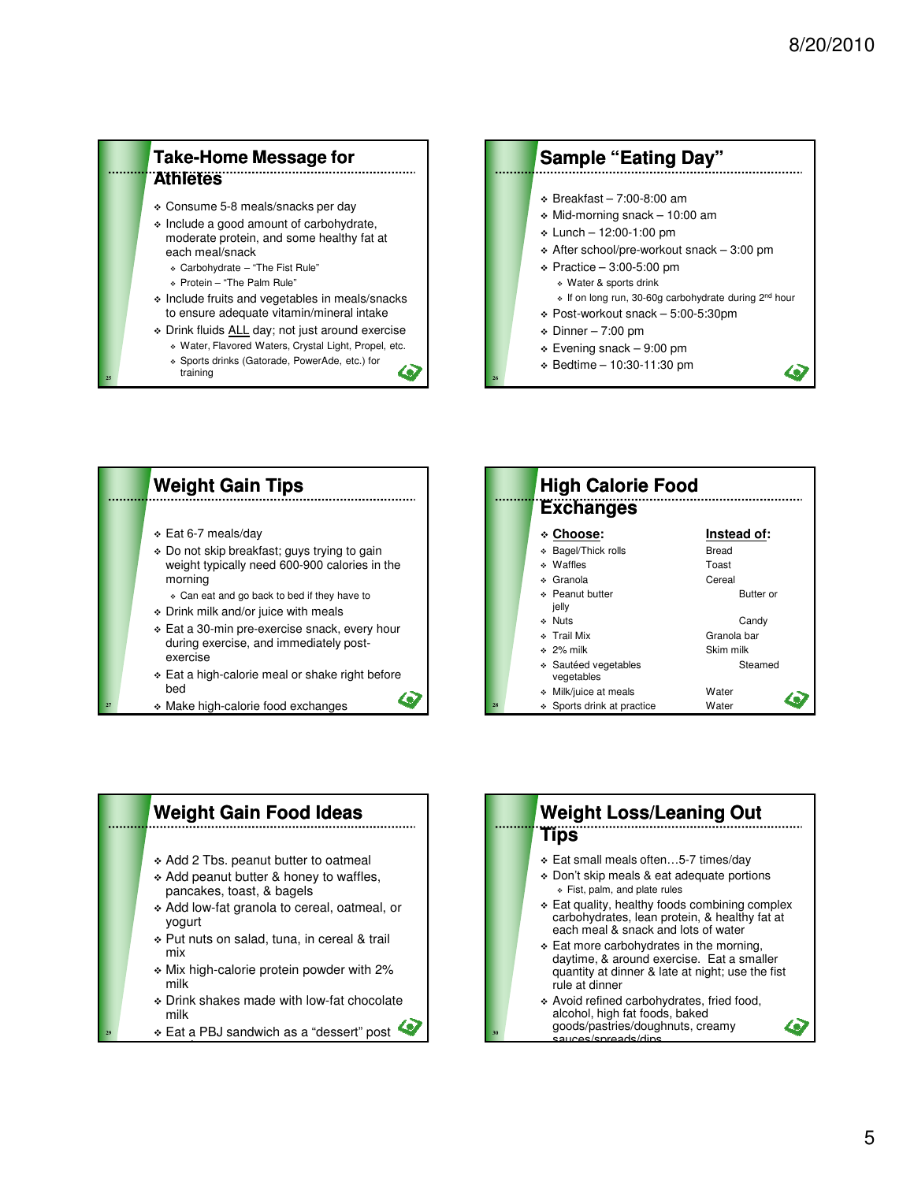## Take-Home Message for Athletes

- Consume 5-8 meals/snacks per day
- Include a good amount of carbohydrate, moderate protein, and some healthy fat at each meal/snack
  - Carbohydrate – "The Fist Rule"
  - Protein – "The Palm Rule"
- Include fruits and vegetables in meals/snacks to ensure adequate vitamin/mineral intake
- Drink fluids ALL day; not just around exercise
  - Water, Flavored Waters, Crystal Light, Propel, etc.
  - Sports drinks (Gatorade, PowerAde, etc.) for training

## Sample "Eating Day"

- Breakfast – 7:00-8:00 am
- Mid-morning snack – 10:00 am
- Lunch – 12:00-1:00 pm
- After school/pre-workout snack – 3:00 pm
- Practice – 3:00-5:00 pm
  - Water & sports drink
  - If on long run, 30-60g carbohydrate during 2nd hour
- Post-workout snack – 5:00-5:30pm
- Dinner – 7:00 pm
- Evening snack – 9:00 pm
- Bedtime – 10:30-11:30 pm

## Weight Gain Tips

- Eat 6-7 meals/day
- Do not skip breakfast; guys trying to gain weight typically need 600-900 calories in the morning
  - Can eat and go back to bed if they have to
- Drink milk and/or juice with meals
- Eat a 30-min pre-exercise snack, every hour during exercise, and immediately post-exercise
- Eat a high-calorie meal or shake right before bed
- Make high-calorie food exchanges

## High Calorie Food Exchanges

| Choose: | Instead of: |
|---|---|
| Bagel/Thick rolls | Bread |
| Waffles | Toast |
| Granola | Cereal |
| Peanut butter | Butter or jelly |
| Nuts | Candy |
| Trail Mix | Granola bar |
| 2% milk | Skim milk |
| Sautéed vegetables | Steamed vegetables |
| Milk/juice at meals | Water |
| Sports drink at practice | Water |

## Weight Gain Food Ideas

- Add 2 Tbs. peanut butter to oatmeal
- Add peanut butter & honey to waffles, pancakes, toast, & bagels
- Add low-fat granola to cereal, oatmeal, or yogurt
- Put nuts on salad, tuna, in cereal & trail mix
- Mix high-calorie protein powder with 2% milk
- Drink shakes made with low-fat chocolate milk
- Eat a PBJ sandwich as a "dessert" post

## Weight Loss/Leaning Out Tips

- Eat small meals often…5-7 times/day
- Don't skip meals & eat adequate portions
  - Fist, palm, and plate rules
- Eat quality, healthy foods combining complex carbohydrates, lean protein, & healthy fat at each meal & snack and lots of water
- Eat more carbohydrates in the morning, daytime, & around exercise. Eat a smaller quantity at dinner & late at night; use the fist rule at dinner
- Avoid refined carbohydrates, fried food, alcohol, high fat foods, baked goods/pastries/doughnuts, creamy sauces/spreads/dips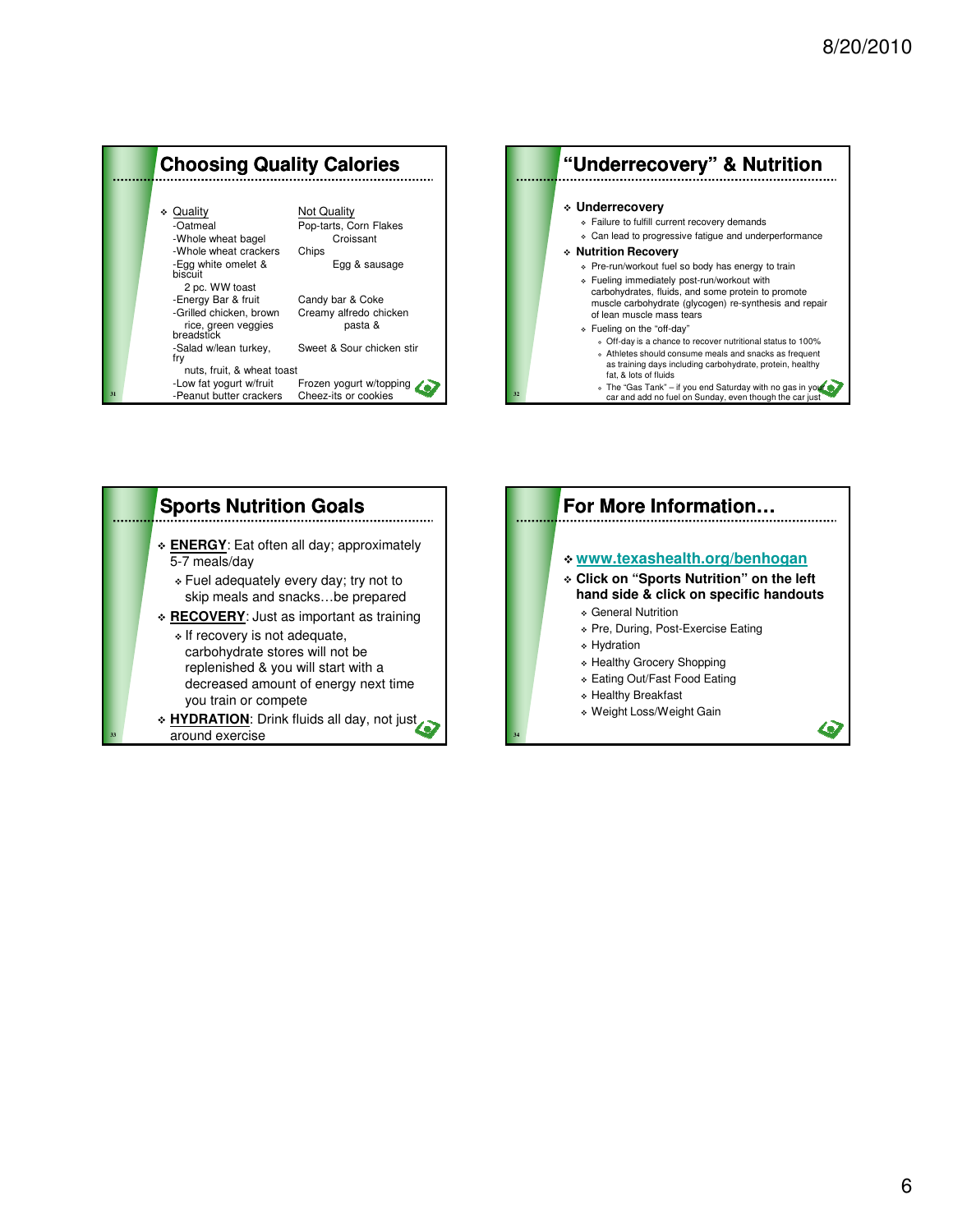## Choosing Quality Calories

| Quality | Not Quality |
|---|---|
| -Oatmeal | Pop-tarts, Corn Flakes |
| -Whole wheat bagel | Croissant |
| -Whole wheat crackers | Chips |
| -Egg white omelet & 2 pc. WW toast | Egg & sausage biscuit |
| -Energy Bar & fruit | Candy bar & Coke |
| -Grilled chicken, brown rice, green veggies | Creamy alfredo chicken pasta & breadstick |
| -Salad w/lean turkey, nuts, fruit, & wheat toast | Sweet & Sour chicken stir fry |
| -Low fat yogurt w/fruit | Frozen yogurt w/topping |
| -Peanut butter crackers | Cheez-its or cookies |

## "Underrecovery" & Nutrition

- **Underrecovery**
  - Failure to fulfill current recovery demands
  - Can lead to progressive fatigue and underperformance
- **Nutrition Recovery**
  - Pre-run/workout fuel so body has energy to train
  - Fueling immediately post-run/workout with carbohydrates, fluids, and some protein to promote muscle carbohydrate (glycogen) re-synthesis and repair of lean muscle mass tears
  - Fueling on the "off-day"
    - Off-day is a chance to recover nutritional status to 100%
    - Athletes should consume meals and snacks as frequent as training days including carbohydrate, protein, healthy fat, & lots of fluids
    - The "Gas Tank" – if you end Saturday with no gas in your car and add no fuel on Sunday, even though the car just

## Sports Nutrition Goals

- **ENERGY**: Eat often all day; approximately 5-7 meals/day
  - Fuel adequately every day; try not to skip meals and snacks…be prepared
- **RECOVERY**: Just as important as training
  - If recovery is not adequate, carbohydrate stores will not be replenished & you will start with a decreased amount of energy next time you train or compete
- **HYDRATION**: Drink fluids all day, not just around exercise

## For More Information…

- **www.texashealth.org/benhogan**
- **Click on "Sports Nutrition" on the left hand side & click on specific handouts**
  - General Nutrition
  - Pre, During, Post-Exercise Eating
  - Hydration
  - Healthy Grocery Shopping
  - Eating Out/Fast Food Eating
  - Healthy Breakfast
  - Weight Loss/Weight Gain